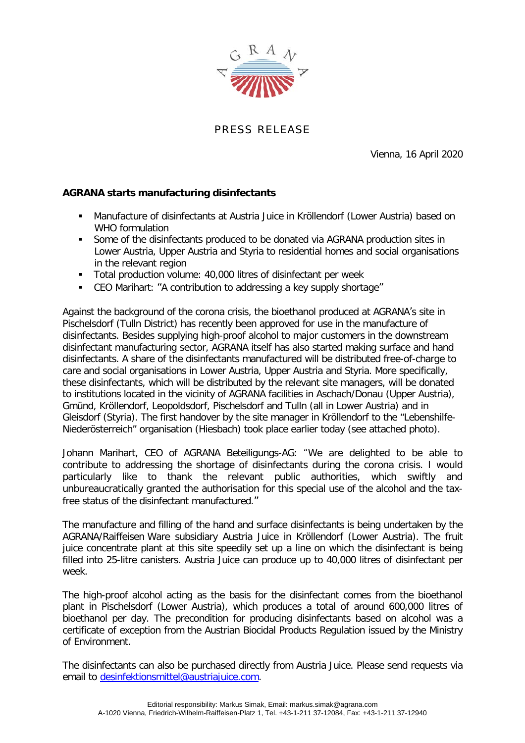PRESS RELEASE

Vienna, 16 April 2020

**AGRANA starts manufacturing disinfectants**

- Manufacture of disinfectants at Austria Juice in Kröllendorf (Lower Austria) based on WHO formulation
- Some of the disinfectants produced to be donated via AGRANA production sites in Lower Austria, Upper Austria and Styria to residential homes and social organisations in the relevant region
- Total production volume: 40,000 litres of disinfectant per week
- CEO Marihart: "A contribution to addressing a key supply shortage"

Against the background of the corona crisis, the bioethanol produced at AGRANA's site in Pischelsdorf (Tulln District) has recently been approved for use in the manufacture of disinfectants. Besides supplying high-proof alcohol to major customers in the downstream disinfectant manufacturing sector, AGRANA itself has also started making surface and hand disinfectants. A share of the disinfectants manufactured will be distributed free-of-charge to care and social organisations in Lower Austria, Upper Austria and Styria. More specifically, these disinfectants, which will be distributed by the relevant site managers, will be donated to institutions located in the vicinity of AGRANA facilities in Aschach/Donau (Upper Austria), Gmünd, Kröllendorf, Leopoldsdorf, Pischelsdorf and Tulln (all in Lower Austria) and in Gleisdorf (Styria). The first handover by the site manager in Kröllendorf to the "Lebenshilfe-Niederösterreich" organisation (Hiesbach) took place earlier today (see attached photo).

Johann Marihart, CEO of AGRANA Beteiligungs-AG: "We are delighted to be able to contribute to addressing the shortage of disinfectants during the corona crisis. I would particularly like to thank the relevant public authorities, which swiftly and unbureaucratically granted the authorisation for this special use of the alcohol and the tax-free status of the disinfectant manufactured."

The manufacture and filling of the hand and surface disinfectants is being undertaken by the AGRANA/Raiffeisen Ware subsidiary Austria Juice in Kröllendorf (Lower Austria). The fruit juice concentrate plant at this site speedily set up a line on which the disinfectant is being filled into 25-litre canisters. Austria Juice can produce up to 40,000 litres of disinfectant per week.

The high-proof alcohol acting as the basis for the disinfectant comes from the bioethanol plant in Pischelsdorf (Lower Austria), which produces a total of around 600,000 litres of bioethanol per day. The precondition for producing disinfectants based on alcohol was a certificate of exception from the Austrian Biocidal Products Regulation issued by the Ministry of Environment.

The disinfectants can also be purchased directly from Austria Juice. Please send requests via email to desinfektionsmittel@austriajuice.com.

Editorial responsibility: Markus Simak, Email: markus.simak@agrana.com
A-1020 Vienna, Friedrich-Wilhelm-Raiffeisen-Platz 1, Tel. +43-1-211 37-12084, Fax: +43-1-211 37-12940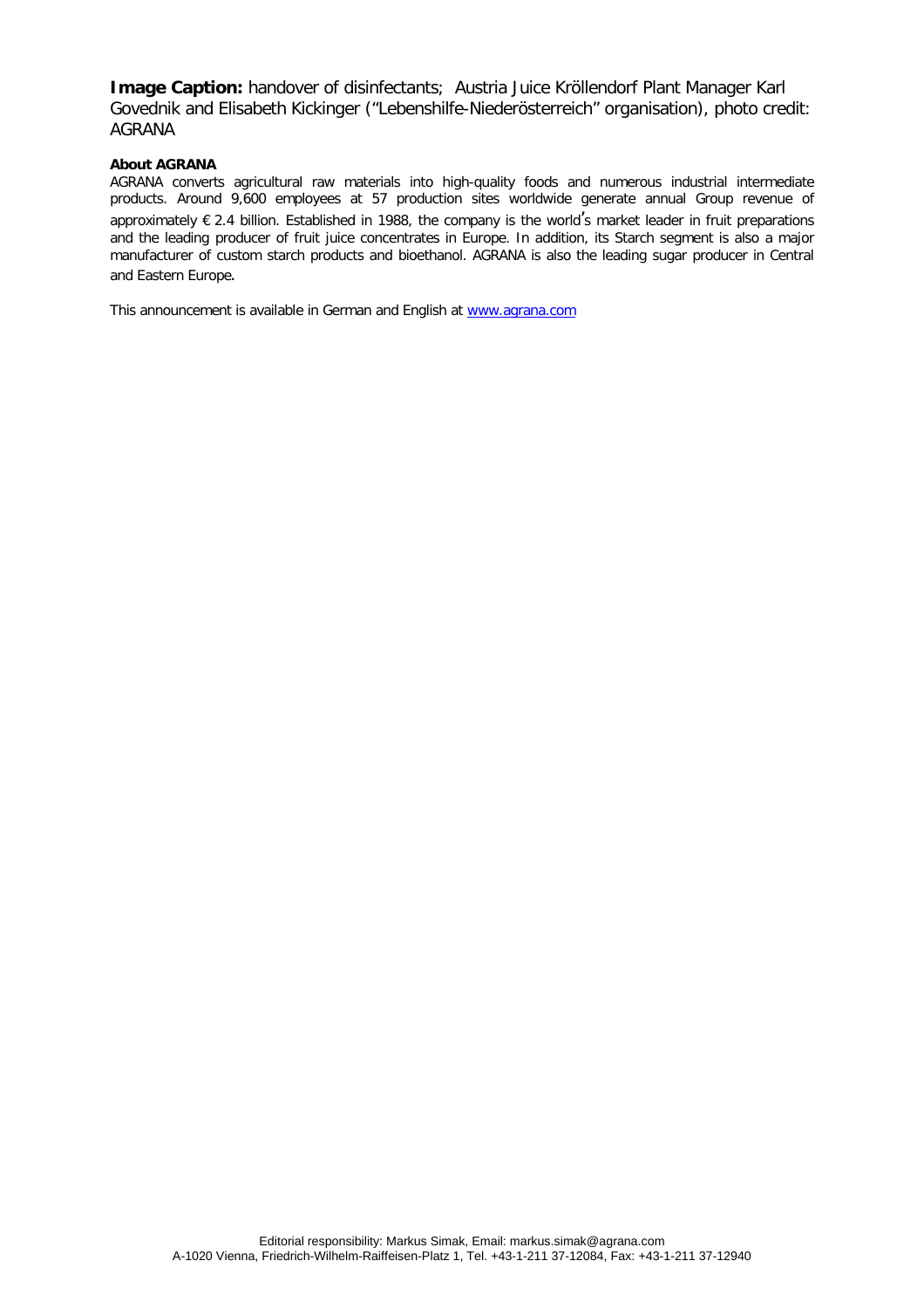**Image Caption:** handover of disinfectants; Austria Juice Kröllendorf Plant Manager Karl Govednik and Elisabeth Kickinger ("Lebenshilfe-Niederösterreich" organisation), photo credit: AGRANA

**About AGRANA**

AGRANA converts agricultural raw materials into high-quality foods and numerous industrial intermediate products. Around 9,600 employees at 57 production sites worldwide generate annual Group revenue of approximately € 2.4 billion. Established in 1988, the company is the world's market leader in fruit preparations and the leading producer of fruit juice concentrates in Europe. In addition, its Starch segment is also a major manufacturer of custom starch products and bioethanol. AGRANA is also the leading sugar producer in Central and Eastern Europe.

This announcement is available in German and English at www.agrana.com

Editorial responsibility: Markus Simak, Email: markus.simak@agrana.com
A-1020 Vienna, Friedrich-Wilhelm-Raiffeisen-Platz 1, Tel. +43-1-211 37-12084, Fax: +43-1-211 37-12940